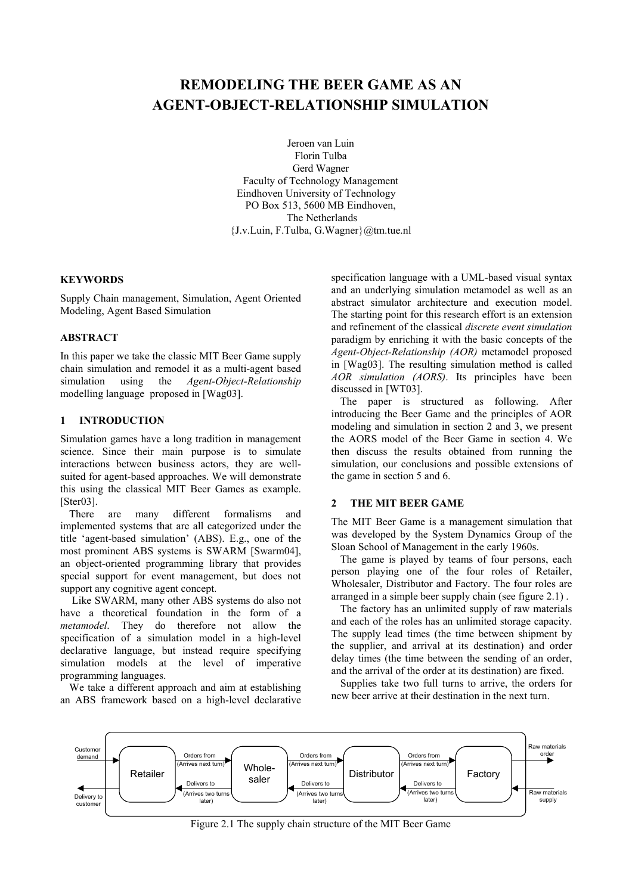# REMODELING THE BEER GAME AS AN AGENT-OBJECT-RELATIONSHIP SIMULATION

Jeroen van Luin
Florin Tulba
Gerd Wagner
Faculty of Technology Management
Eindhoven University of Technology
PO Box 513, 5600 MB Eindhoven,
The Netherlands
{J.v.Luin, F.Tulba, G.Wagner}@tm.tue.nl

### KEYWORDS

Supply Chain management, Simulation, Agent Oriented Modeling, Agent Based Simulation

### ABSTRACT

In this paper we take the classic MIT Beer Game supply chain simulation and remodel it as a multi-agent based simulation using the *Agent-Object-Relationship* modelling language proposed in [Wag03].

## 1 INTRODUCTION

Simulation games have a long tradition in management science. Since their main purpose is to simulate interactions between business actors, they are well-suited for agent-based approaches. We will demonstrate this using the classical MIT Beer Games as example. [Ster03].

There are many different formalisms and implemented systems that are all categorized under the title 'agent-based simulation' (ABS). E.g., one of the most prominent ABS systems is SWARM [Swarm04], an object-oriented programming library that provides special support for event management, but does not support any cognitive agent concept.

Like SWARM, many other ABS systems do also not have a theoretical foundation in the form of a *metamodel*. They do therefore not allow the specification of a simulation model in a high-level declarative language, but instead require specifying simulation models at the level of imperative programming languages.

We take a different approach and aim at establishing an ABS framework based on a high-level declarative specification language with a UML-based visual syntax and an underlying simulation metamodel as well as an abstract simulator architecture and execution model. The starting point for this research effort is an extension and refinement of the classical *discrete event simulation* paradigm by enriching it with the basic concepts of the *Agent-Object-Relationship (AOR)* metamodel proposed in [Wag03]. The resulting simulation method is called *AOR simulation (AORS)*. Its principles have been discussed in [WT03].

The paper is structured as following. After introducing the Beer Game and the principles of AOR modeling and simulation in section 2 and 3, we present the AORS model of the Beer Game in section 4. We then discuss the results obtained from running the simulation, our conclusions and possible extensions of the game in section 5 and 6.

## 2 THE MIT BEER GAME

The MIT Beer Game is a management simulation that was developed by the System Dynamics Group of the Sloan School of Management in the early 1960s.

The game is played by teams of four persons, each person playing one of the four roles of Retailer, Wholesaler, Distributor and Factory. The four roles are arranged in a simple beer supply chain (see figure 2.1) .

The factory has an unlimited supply of raw materials and each of the roles has an unlimited storage capacity. The supply lead times (the time between shipment by the supplier, and arrival at its destination) and order delay times (the time between the sending of an order, and the arrival of the order at its destination) are fixed.

Supplies take two full turns to arrive, the orders for new beer arrive at their destination in the next turn.

Customer demand → Retailer —Orders from (Arrives next turn)→ Wholesaler —Orders from (Arrives next turn)→ Distributor —Orders from (Arrives next turn)→ Factory → Raw materials order

Delivery to customer ← Retailer ←Delivers to (Arrives two turns later)— Wholesaler ←Delivers to (Arrives two turns later)— Distributor ←Delivers to (Arrives two turns later)— Factory ← Raw materials supply

Figure 2.1 The supply chain structure of the MIT Beer Game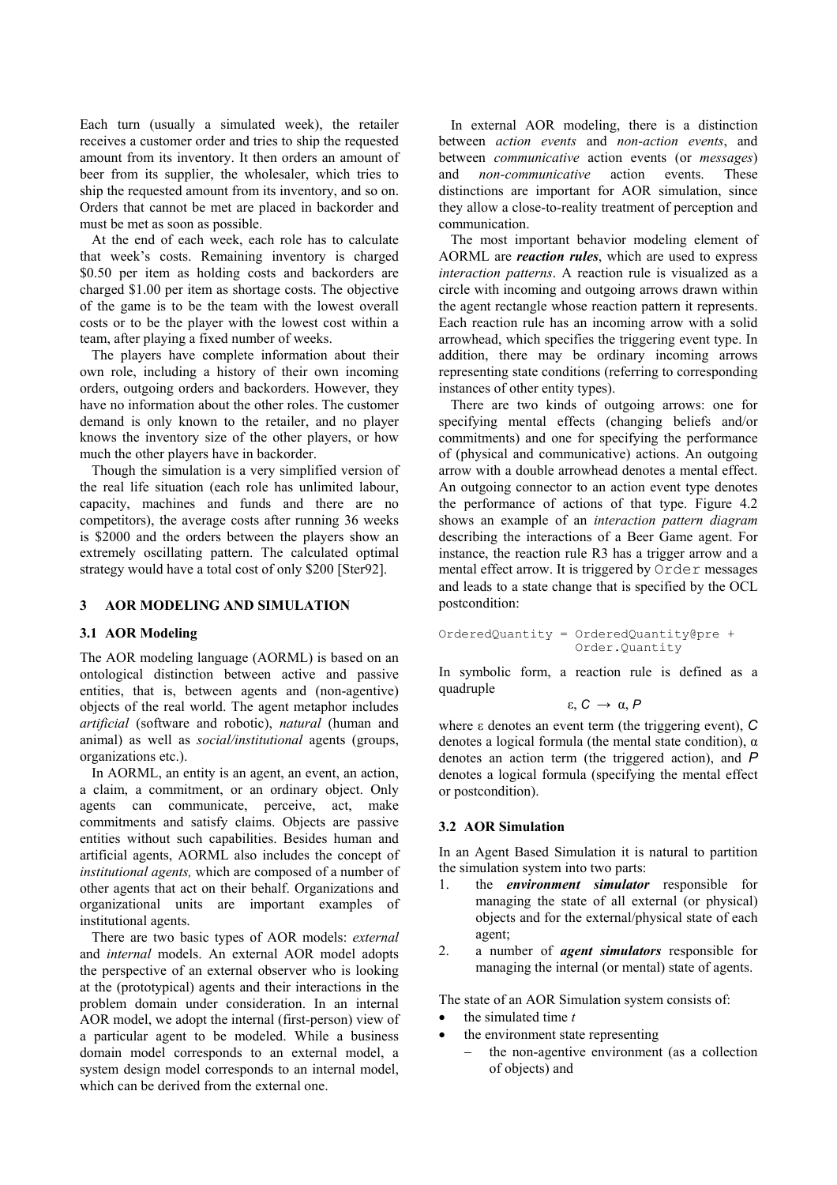Each turn (usually a simulated week), the retailer receives a customer order and tries to ship the requested amount from its inventory. It then orders an amount of beer from its supplier, the wholesaler, which tries to ship the requested amount from its inventory, and so on. Orders that cannot be met are placed in backorder and must be met as soon as possible.

At the end of each week, each role has to calculate that week's costs. Remaining inventory is charged \$0.50 per item as holding costs and backorders are charged \$1.00 per item as shortage costs. The objective of the game is to be the team with the lowest overall costs or to be the player with the lowest cost within a team, after playing a fixed number of weeks.

The players have complete information about their own role, including a history of their own incoming orders, outgoing orders and backorders. However, they have no information about the other roles. The customer demand is only known to the retailer, and no player knows the inventory size of the other players, or how much the other players have in backorder.

Though the simulation is a very simplified version of the real life situation (each role has unlimited labour, capacity, machines and funds and there are no competitors), the average costs after running 36 weeks is \$2000 and the orders between the players show an extremely oscillating pattern. The calculated optimal strategy would have a total cost of only \$200 [Ster92].

## 3 AOR MODELING AND SIMULATION

### 3.1 AOR Modeling

The AOR modeling language (AORML) is based on an ontological distinction between active and passive entities, that is, between agents and (non-agentive) objects of the real world. The agent metaphor includes *artificial* (software and robotic), *natural* (human and animal) as well as *social/institutional* agents (groups, organizations etc.).

In AORML, an entity is an agent, an event, an action, a claim, a commitment, or an ordinary object. Only agents can communicate, perceive, act, make commitments and satisfy claims. Objects are passive entities without such capabilities. Besides human and artificial agents, AORML also includes the concept of *institutional agents,* which are composed of a number of other agents that act on their behalf. Organizations and organizational units are important examples of institutional agents.

There are two basic types of AOR models: *external* and *internal* models. An external AOR model adopts the perspective of an external observer who is looking at the (prototypical) agents and their interactions in the problem domain under consideration. In an internal AOR model, we adopt the internal (first-person) view of a particular agent to be modeled. While a business domain model corresponds to an external model, a system design model corresponds to an internal model, which can be derived from the external one.

In external AOR modeling, there is a distinction between *action events* and *non-action events*, and between *communicative* action events (or *messages*) and *non-communicative* action events. These distinctions are important for AOR simulation, since they allow a close-to-reality treatment of perception and communication.

The most important behavior modeling element of AORML are ***reaction rules***, which are used to express *interaction patterns*. A reaction rule is visualized as a circle with incoming and outgoing arrows drawn within the agent rectangle whose reaction pattern it represents. Each reaction rule has an incoming arrow with a solid arrowhead, which specifies the triggering event type. In addition, there may be ordinary incoming arrows representing state conditions (referring to corresponding instances of other entity types).

There are two kinds of outgoing arrows: one for specifying mental effects (changing beliefs and/or commitments) and one for specifying the performance of (physical and communicative) actions. An outgoing arrow with a double arrowhead denotes a mental effect. An outgoing connector to an action event type denotes the performance of actions of that type. Figure 4.2 shows an example of an *interaction pattern diagram* describing the interactions of a Beer Game agent. For instance, the reaction rule R3 has a trigger arrow and a mental effect arrow. It is triggered by `Order` messages and leads to a state change that is specified by the OCL postcondition:

```
OrderedQuantity = OrderedQuantity@pre +
                  Order.Quantity
```

In symbolic form, a reaction rule is defined as a quadruple

$$\varepsilon, C \rightarrow \alpha, P$$

where ε denotes an event term (the triggering event), $C$ denotes a logical formula (the mental state condition), α denotes an action term (the triggered action), and $P$ denotes a logical formula (specifying the mental effect or postcondition).

### 3.2 AOR Simulation

In an Agent Based Simulation it is natural to partition the simulation system into two parts:

1. the ***environment simulator*** responsible for managing the state of all external (or physical) objects and for the external/physical state of each agent;
2. a number of ***agent simulators*** responsible for managing the internal (or mental) state of agents.

The state of an AOR Simulation system consists of:

- the simulated time $t$
- the environment state representing
  - the non-agentive environment (as a collection of objects) and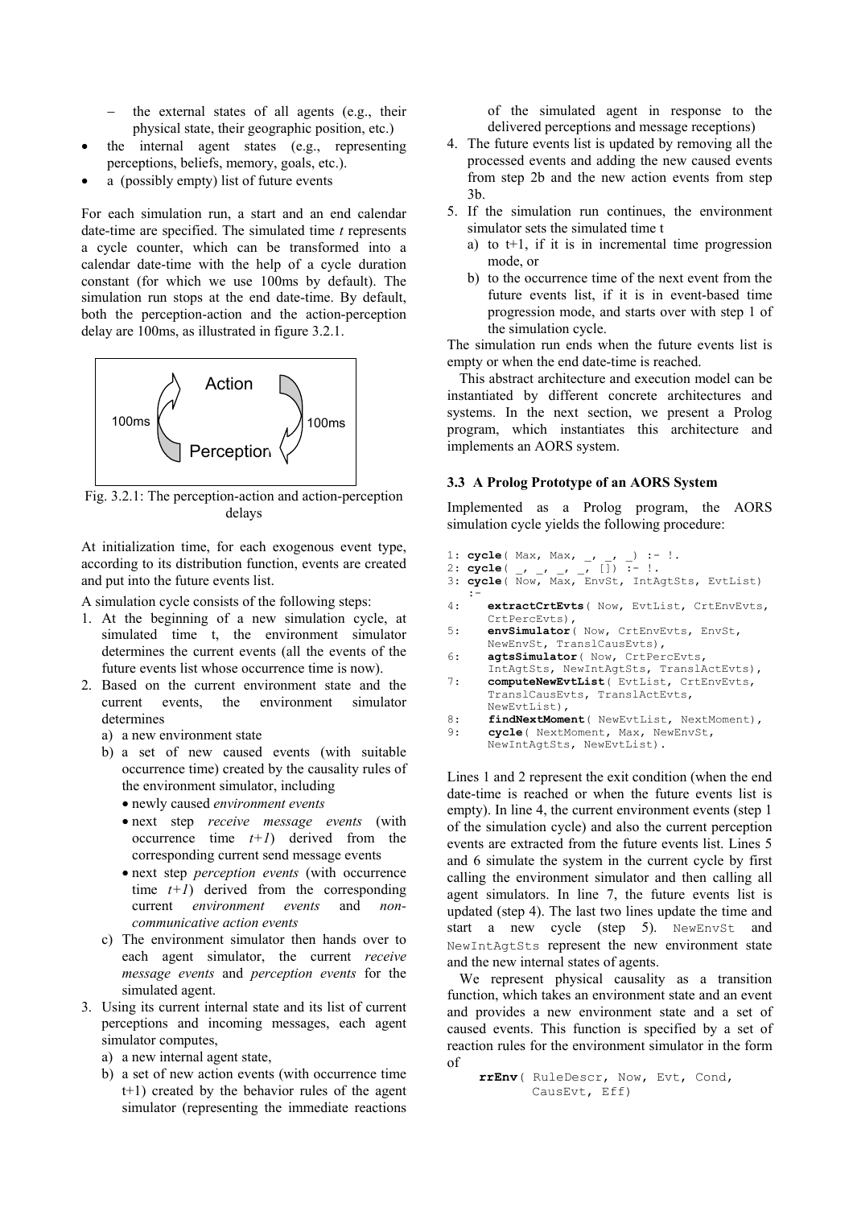- the external states of all agents (e.g., their physical state, their geographic position, etc.)

- the internal agent states (e.g., representing perceptions, beliefs, memory, goals, etc.).
- a (possibly empty) list of future events

For each simulation run, a start and an end calendar date-time are specified. The simulated time *t* represents a cycle counter, which can be transformed into a calendar date-time with the help of a cycle duration constant (for which we use 100ms by default). The simulation run stops at the end date-time. By default, both the perception-action and the action-perception delay are 100ms, as illustrated in figure 3.2.1.

Fig. 3.2.1: The perception-action and action-perception delays

At initialization time, for each exogenous event type, according to its distribution function, events are created and put into the future events list.

A simulation cycle consists of the following steps:

1. At the beginning of a new simulation cycle, at simulated time t, the environment simulator determines the current events (all the events of the future events list whose occurrence time is now).
2. Based on the current environment state and the current events, the environment simulator determines
   a) a new environment state
   b) a set of new caused events (with suitable occurrence time) created by the causality rules of the environment simulator, including
      - newly caused *environment events*
      - next step *receive message events* (with occurrence time *t+1*) derived from the corresponding current send message events
      - next step *perception events* (with occurrence time *t+1*) derived from the corresponding current *environment events* and *non-communicative action events*
   c) The environment simulator then hands over to each agent simulator, the current *receive message events* and *perception events* for the simulated agent.
3. Using its current internal state and its list of current perceptions and incoming messages, each agent simulator computes,
   a) a new internal agent state,
   b) a set of new action events (with occurrence time t+1) created by the behavior rules of the agent simulator (representing the immediate reactions of the simulated agent in response to the delivered perceptions and message receptions)
4. The future events list is updated by removing all the processed events and adding the new caused events from step 2b and the new action events from step 3b.
5. If the simulation run continues, the environment simulator sets the simulated time t
   a) to t+1, if it is in incremental time progression mode, or
   b) to the occurrence time of the next event from the future events list, if it is in event-based time progression mode, and starts over with step 1 of the simulation cycle.

The simulation run ends when the future events list is empty or when the end date-time is reached.

This abstract architecture and execution model can be instantiated by different concrete architectures and systems. In the next section, we present a Prolog program, which instantiates this architecture and implements an AORS system.

### 3.3 A Prolog Prototype of an AORS System

Implemented as a Prolog program, the AORS simulation cycle yields the following procedure:

```
1: cycle( Max, Max, _, _, _) :- !.
2: cycle( _, _, _, _, []) :- !.
3: cycle( Now, Max, EnvSt, IntAgtSts, EvtList)
   :-
4:    extractCrtEvts( Now, EvtList, CrtEnvEvts,
      CrtPercEvts),
5:    envSimulator( Now, CrtEnvEvts, EnvSt,
      NewEnvSt, TranslCausEvts),
6:    agtsSimulator( Now, CrtPercEvts,
      IntAgtSts, NewIntAgtSts, TranslActEvts),
7:    computeNewEvtList( EvtList, CrtEnvEvts,
      TranslCausEvts, TranslActEvts,
      NewEvtList),
8:    findNextMoment( NewEvtList, NextMoment),
9:    cycle( NextMoment, Max, NewEnvSt,
      NewIntAgtSts, NewEvtList).
```

Lines 1 and 2 represent the exit condition (when the end date-time is reached or when the future events list is empty). In line 4, the current environment events (step 1 of the simulation cycle) and also the current perception events are extracted from the future events list. Lines 5 and 6 simulate the system in the current cycle by first calling the environment simulator and then calling all agent simulators. In line 7, the future events list is updated (step 4). The last two lines update the time and start a new cycle (step 5). `NewEnvSt` and `NewIntAgtSts` represent the new environment state and the new internal states of agents.

We represent physical causality as a transition function, which takes an environment state and an event and provides a new environment state and a set of caused events. This function is specified by a set of reaction rules for the environment simulator in the form of

```
rrEnv( RuleDescr, Now, Evt, Cond,
       CausEvt, Eff)
```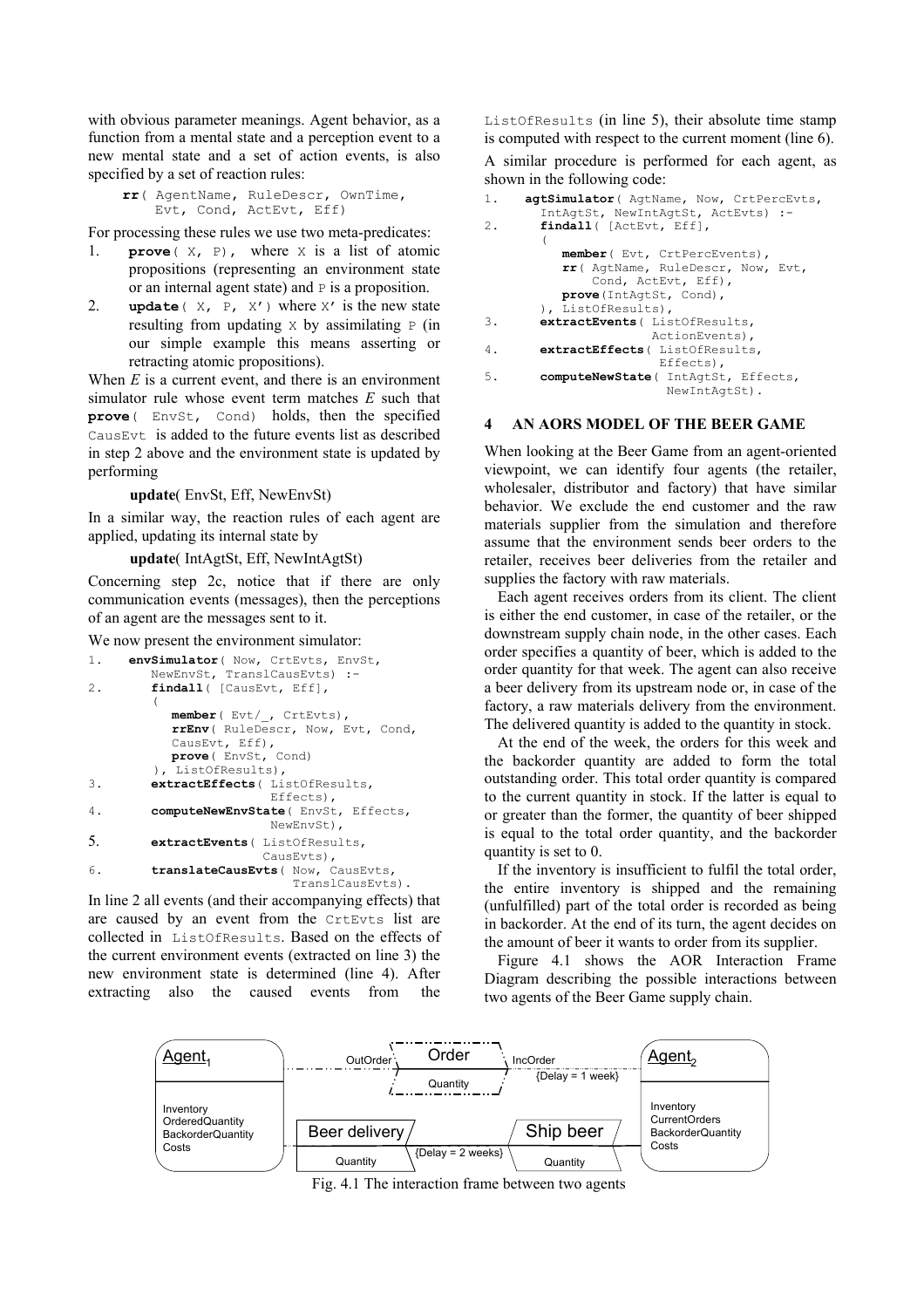with obvious parameter meanings. Agent behavior, as a function from a mental state and a perception event to a new mental state and a set of action events, is also specified by a set of reaction rules:

```
rr( AgentName, RuleDescr, OwnTime,
    Evt, Cond, ActEvt, Eff)
```

For processing these rules we use two meta-predicates:

1. **prove**( X, P), where X is a list of atomic propositions (representing an environment state or an internal agent state) and P is a proposition.
2. **update**( X, P, X') where X' is the new state resulting from updating X by assimilating P (in our simple example this means asserting or retracting atomic propositions).

When *E* is a current event, and there is an environment simulator rule whose event term matches *E* such that **prove**( EnvSt, Cond) holds, then the specified CausEvt is added to the future events list as described in step 2 above and the environment state is updated by performing

**update**( EnvSt, Eff, NewEnvSt)

In a similar way, the reaction rules of each agent are applied, updating its internal state by

**update**( IntAgtSt, Eff, NewIntAgtSt)

Concerning step 2c, notice that if there are only communication events (messages), then the perceptions of an agent are the messages sent to it.

We now present the environment simulator:

```
1.  envSimulator( Now, CrtEvts, EnvSt,
        NewEnvSt, TranslCausEvts) :-
2.      findall( [CausEvt, Eff],
        (
          member( Evt/_, CrtEvts),
          rrEnv( RuleDescr, Now, Evt, Cond,
          CausEvt, Eff),
          prove( EnvSt, Cond)
        ), ListOfResults),
3.      extractEffects( ListOfResults,
                        Effects),
4.      computeNewEnvState( EnvSt, Effects,
                        NewEnvSt),
5.      extractEvents( ListOfResults,
                        CausEvts),
6.      translateCausEvts( Now, CausEvts,
                        TranslCausEvts).
```

In line 2 all events (and their accompanying effects) that are caused by an event from the CrtEvts list are collected in ListOfResults. Based on the effects of the current environment events (extracted on line 3) the new environment state is determined (line 4). After extracting also the caused events from the ListOfResults (in line 5), their absolute time stamp is computed with respect to the current moment (line 6).

A similar procedure is performed for each agent, as shown in the following code:

```
1.  agtSimulator( AgtName, Now, CrtPercEvts,
        IntAgtSt, NewIntAgtSt, ActEvts) :-
2.      findall( [ActEvt, Eff],
        (
          member( Evt, CrtPercEvents),
          rr( AgtName, RuleDescr, Now, Evt,
              Cond, ActEvt, Eff),
          prove(IntAgtSt, Cond),
        ), ListOfResults),
3.      extractEvents( ListOfResults,
                        ActionEvents),
4.      extractEffects( ListOfResults,
                        Effects),
5.      computeNewState( IntAgtSt, Effects,
                        NewIntAgtSt).
```

## 4 AN AORS MODEL OF THE BEER GAME

When looking at the Beer Game from an agent-oriented viewpoint, we can identify four agents (the retailer, wholesaler, distributor and factory) that have similar behavior. We exclude the end customer and the raw materials supplier from the simulation and therefore assume that the environment sends beer orders to the retailer, receives beer deliveries from the retailer and supplies the factory with raw materials.

Each agent receives orders from its client. The client is either the end customer, in case of the retailer, or the downstream supply chain node, in the other cases. Each order specifies a quantity of beer, which is added to the order quantity for that week. The agent can also receive a beer delivery from its upstream node or, in case of the factory, a raw materials delivery from the environment. The delivered quantity is added to the quantity in stock.

At the end of the week, the orders for this week and the backorder quantity are added to form the total outstanding order. This total order quantity is compared to the current quantity in stock. If the latter is equal to or greater than the former, the quantity of beer shipped is equal to the total order quantity, and the backorder quantity is set to 0.

If the inventory is insufficient to fulfil the total order, the entire inventory is shipped and the remaining (unfulfilled) part of the total order is recorded as being in backorder. At the end of its turn, the agent decides on the amount of beer it wants to order from its supplier.

Figure 4.1 shows the AOR Interaction Frame Diagram describing the possible interactions between two agents of the Beer Game supply chain.

Fig. 4.1 The interaction frame between two agents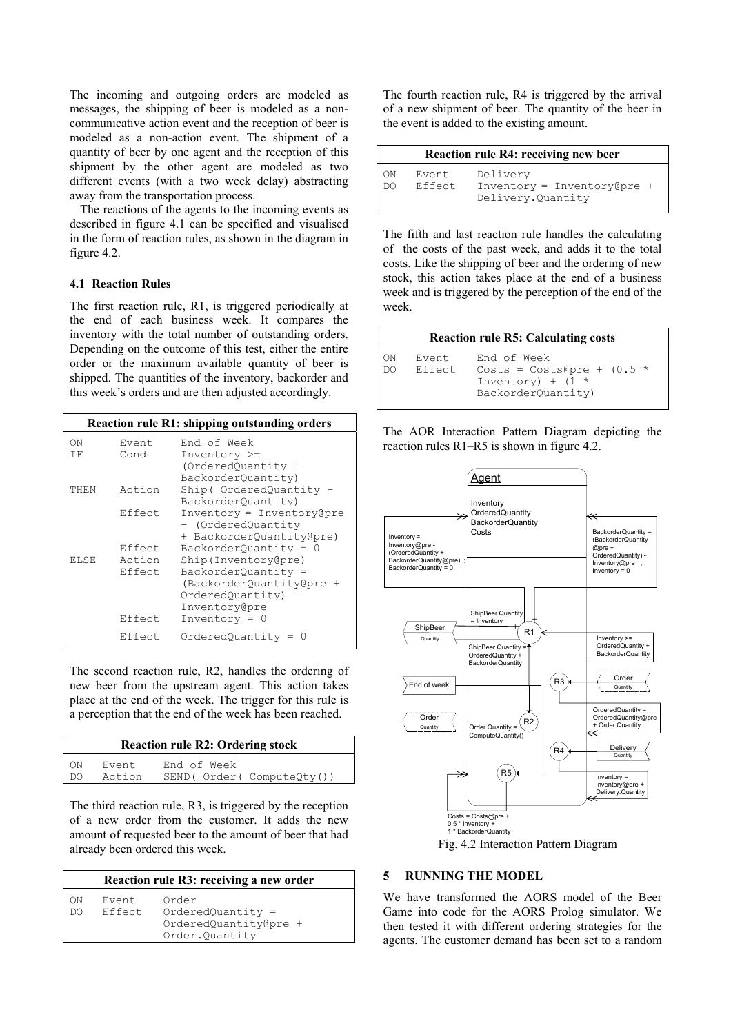The incoming and outgoing orders are modeled as messages, the shipping of beer is modeled as a non-communicative action event and the reception of beer is modeled as a non-action event. The shipment of a quantity of beer by one agent and the reception of this shipment by the other agent are modeled as two different events (with a two week delay) abstracting away from the transportation process.

The reactions of the agents to the incoming events as described in figure 4.1 can be specified and visualised in the form of reaction rules, as shown in the diagram in figure 4.2.

### 4.1 Reaction Rules

The first reaction rule, R1, is triggered periodically at the end of each business week. It compares the inventory with the total number of outstanding orders. Depending on the outcome of this test, either the entire order or the maximum available quantity of beer is shipped. The quantities of the inventory, backorder and this week's orders and are then adjusted accordingly.

| Reaction rule R1: shipping outstanding orders | | |
|---|---|---|
| ON | Event | End of Week |
| IF | Cond | Inventory >= (OrderedQuantity + BackorderQuantity) |
| THEN | Action | Ship( OrderedQuantity + BackorderQuantity) |
| | Effect | Inventory = Inventory@pre – (OrderedQuantity + BackorderQuantity@pre) |
| | Effect | BackorderQuantity = 0 |
| ELSE | Action | Ship(Inventory@pre) |
| | Effect | BackorderQuantity = (BackorderQuantity@pre + OrderedQuantity) – Inventory@pre |
| | Effect | Inventory = 0 |
| | Effect | OrderedQuantity = 0 |

The second reaction rule, R2, handles the ordering of new beer from the upstream agent. This action takes place at the end of the week. The trigger for this rule is a perception that the end of the week has been reached.

| Reaction rule R2: Ordering stock | | |
|---|---|---|
| ON | Event | End of Week |
| DO | Action | SEND( Order( ComputeQty()) |

The third reaction rule, R3, is triggered by the reception of a new order from the customer. It adds the new amount of requested beer to the amount of beer that had already been ordered this week.

| Reaction rule R3: receiving a new order | | |
|---|---|---|
| ON | Event | Order |
| DO | Effect | OrderedQuantity = OrderedQuantity@pre + Order.Quantity |

The fourth reaction rule, R4 is triggered by the arrival of a new shipment of beer. The quantity of the beer in the event is added to the existing amount.

| Reaction rule R4: receiving new beer | | |
|---|---|---|
| ON | Event | Delivery |
| DO | Effect | Inventory = Inventory@pre + Delivery.Quantity |

The fifth and last reaction rule handles the calculating of the costs of the past week, and adds it to the total costs. Like the shipping of beer and the ordering of new stock, this action takes place at the end of a business week and is triggered by the perception of the end of the week.

| Reaction rule R5: Calculating costs | | |
|---|---|---|
| ON | Event | End of Week |
| DO | Effect | Costs = Costs@pre + (0.5 * Inventory) + (1 * BackorderQuantity) |

The AOR Interaction Pattern Diagram depicting the reaction rules R1–R5 is shown in figure 4.2.

Fig. 4.2 Interaction Pattern Diagram

## 5 RUNNING THE MODEL

We have transformed the AORS model of the Beer Game into code for the AORS Prolog simulator. We then tested it with different ordering strategies for the agents. The customer demand has been set to a random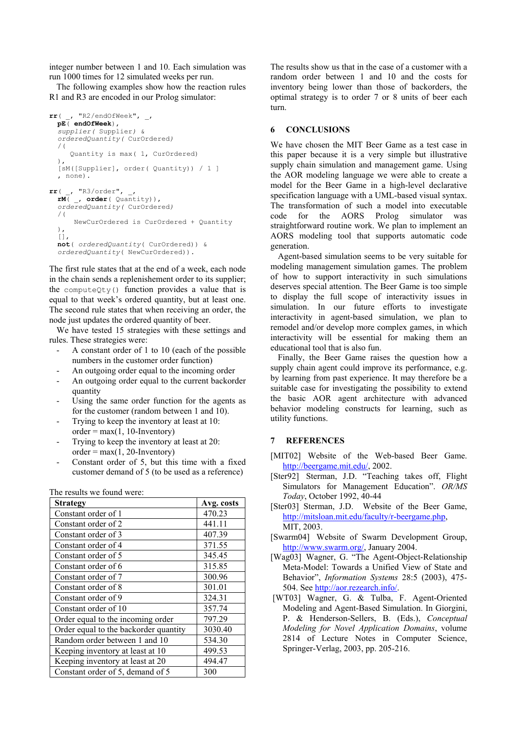integer number between 1 and 10. Each simulation was run 1000 times for 12 simulated weeks per run.

The following examples show how the reaction rules R1 and R3 are encoded in our Prolog simulator:

```
rr( _, "R2/endOfWeek", _,
  pE( endOfWeek),
  supplier( Supplier) &
  orderedQuantity( CurOrdered)
  /(
     Quantity is max( 1, CurOrdered)
  ),
  [sM([Supplier], order( Quantity)) / 1 ]
  , none).

rr( _, "R3/order", _,
  rM( _, order( Quantity)),
  orderedQuantity( CurOrdered)
  /(
      NewCurOrdered is CurOrdered + Quantity
  ),
  [],
  not( orderedQuantity( CurOrdered)) &
  orderedQuantity( NewCurOrdered)).
```

The first rule states that at the end of a week, each node in the chain sends a replenishement order to its supplier; the `computeQty()` function provides a value that is equal to that week's ordered quantity, but at least one. The second rule states that when receiving an order, the node just updates the ordered quantity of beer.

We have tested 15 strategies with these settings and rules. These strategies were:

- A constant order of 1 to 10 (each of the possible numbers in the customer order function)
- An outgoing order equal to the incoming order
- An outgoing order equal to the current backorder quantity
- Using the same order function for the agents as for the customer (random between 1 and 10).
- Trying to keep the inventory at least at 10: order = max(1, 10-Inventory)
- Trying to keep the inventory at least at 20: order = max(1, 20-Inventory)
- Constant order of 5, but this time with a fixed customer demand of 5 (to be used as a reference)

The results we found were:

| Strategy | Avg. costs |
|---|---|
| Constant order of 1 | 470.23 |
| Constant order of 2 | 441.11 |
| Constant order of 3 | 407.39 |
| Constant order of 4 | 371.55 |
| Constant order of 5 | 345.45 |
| Constant order of 6 | 315.85 |
| Constant order of 7 | 300.96 |
| Constant order of 8 | 301.01 |
| Constant order of 9 | 324.31 |
| Constant order of 10 | 357.74 |
| Order equal to the incoming order | 797.29 |
| Order equal to the backorder quantity | 3030.40 |
| Random order between 1 and 10 | 534.30 |
| Keeping inventory at least at 10 | 499.53 |
| Keeping inventory at least at 20 | 494.47 |
| Constant order of 5, demand of 5 | 300 |

The results show us that in the case of a customer with a random order between 1 and 10 and the costs for inventory being lower than those of backorders, the optimal strategy is to order 7 or 8 units of beer each turn.

## 6 CONCLUSIONS

We have chosen the MIT Beer Game as a test case in this paper because it is a very simple but illustrative supply chain simulation and management game. Using the AOR modeling language we were able to create a model for the Beer Game in a high-level declarative specification language with a UML-based visual syntax. The transformation of such a model into executable code for the AORS Prolog simulator was straightforward routine work. We plan to implement an AORS modeling tool that supports automatic code generation.

Agent-based simulation seems to be very suitable for modeling management simulation games. The problem of how to support interactivity in such simulations deserves special attention. The Beer Game is too simple to display the full scope of interactivity issues in simulation. In our future efforts to investigate interactivity in agent-based simulation, we plan to remodel and/or develop more complex games, in which interactivity will be essential for making them an educational tool that is also fun.

Finally, the Beer Game raises the question how a supply chain agent could improve its performance, e.g. by learning from past experience. It may therefore be a suitable case for investigating the possibility to extend the basic AOR agent architecture with advanced behavior modeling constructs for learning, such as utility functions.

## 7 REFERENCES

[MIT02] Website of the Web-based Beer Game. http://beergame.mit.edu/, 2002.

[Ster92] Sterman, J.D. "Teaching takes off, Flight Simulators for Management Education". *OR/MS Today*, October 1992, 40-44

[Ster03] Sterman, J.D. Website of the Beer Game, http://mitsloan.mit.edu/faculty/r-beergame.php, MIT, 2003.

[Swarm04] Website of Swarm Development Group, http://www.swarm.org/, January 2004.

[Wag03] Wagner, G. "The Agent-Object-Relationship Meta-Model: Towards a Unified View of State and Behavior", *Information Systems* 28:5 (2003), 475-504. See http://aor.rezearch.info/.

[WT03] Wagner, G. & Tulba, F. Agent-Oriented Modeling and Agent-Based Simulation. In Giorgini, P. & Henderson-Sellers, B. (Eds.), *Conceptual Modeling for Novel Application Domains*, volume 2814 of Lecture Notes in Computer Science, Springer-Verlag, 2003, pp. 205-216.